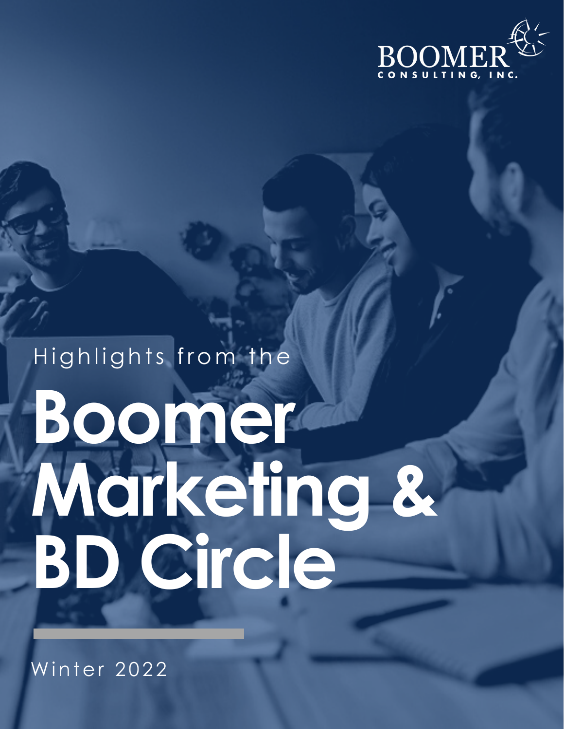BOOMER
CONSULTING, INC.

Highlights from the

# Boomer Marketing & BD Circle

Winter 2022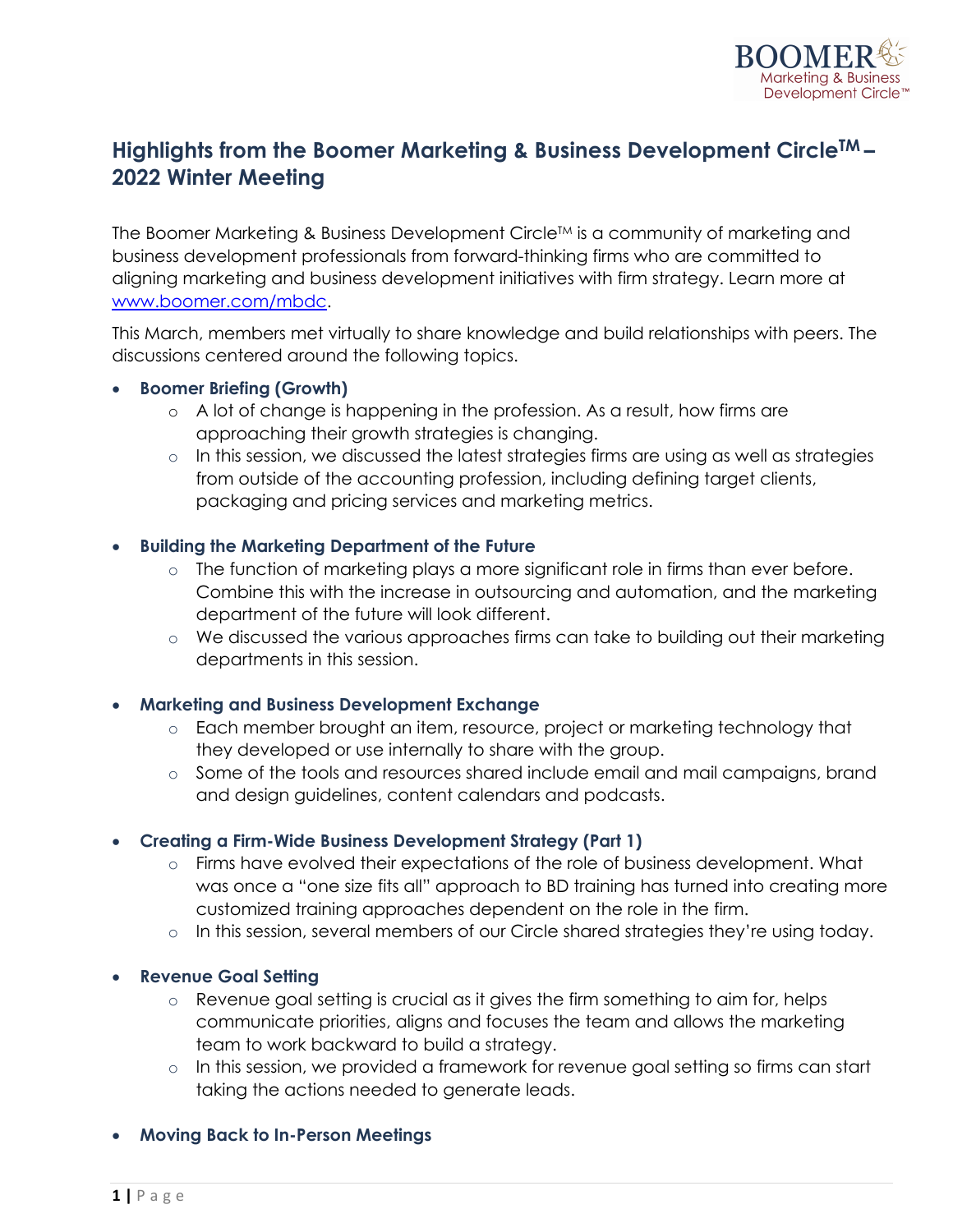# Highlights from the Boomer Marketing & Business Development Circle™ – 2022 Winter Meeting

The Boomer Marketing & Business Development Circle™ is a community of marketing and business development professionals from forward-thinking firms who are committed to aligning marketing and business development initiatives with firm strategy. Learn more at [www.boomer.com/mbdc](www.boomer.com/mbdc).

This March, members met virtually to share knowledge and build relationships with peers. The discussions centered around the following topics.

- **Boomer Briefing (Growth)**
  - A lot of change is happening in the profession. As a result, how firms are approaching their growth strategies is changing.
  - In this session, we discussed the latest strategies firms are using as well as strategies from outside of the accounting profession, including defining target clients, packaging and pricing services and marketing metrics.

- **Building the Marketing Department of the Future**
  - The function of marketing plays a more significant role in firms than ever before. Combine this with the increase in outsourcing and automation, and the marketing department of the future will look different.
  - We discussed the various approaches firms can take to building out their marketing departments in this session.

- **Marketing and Business Development Exchange**
  - Each member brought an item, resource, project or marketing technology that they developed or use internally to share with the group.
  - Some of the tools and resources shared include email and mail campaigns, brand and design guidelines, content calendars and podcasts.

- **Creating a Firm-Wide Business Development Strategy (Part 1)**
  - Firms have evolved their expectations of the role of business development. What was once a "one size fits all" approach to BD training has turned into creating more customized training approaches dependent on the role in the firm.
  - In this session, several members of our Circle shared strategies they're using today.

- **Revenue Goal Setting**
  - Revenue goal setting is crucial as it gives the firm something to aim for, helps communicate priorities, aligns and focuses the team and allows the marketing team to work backward to build a strategy.
  - In this session, we provided a framework for revenue goal setting so firms can start taking the actions needed to generate leads.

- **Moving Back to In-Person Meetings**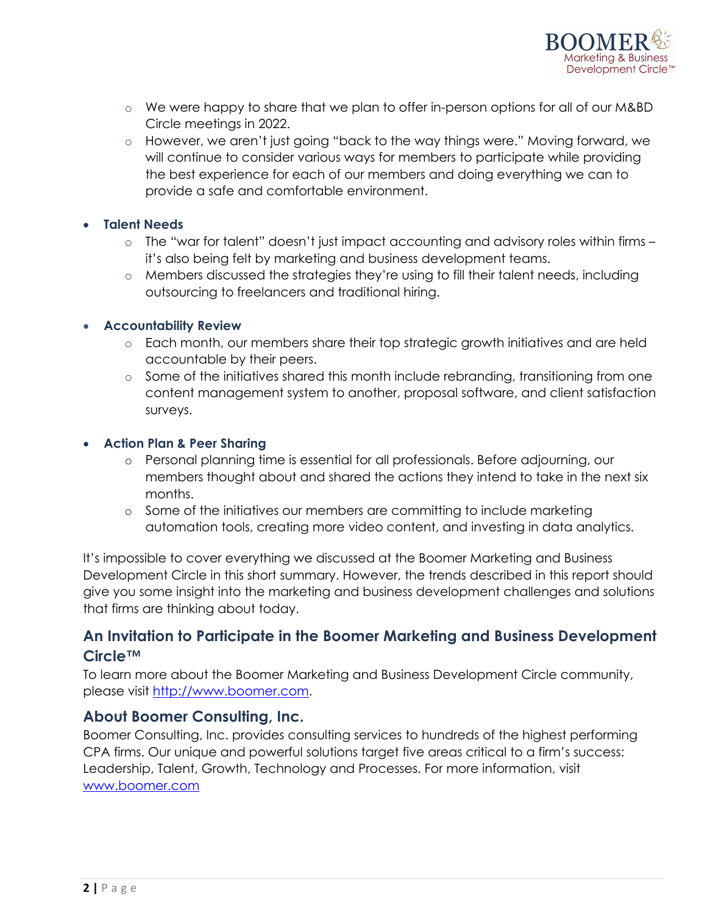- We were happy to share that we plan to offer in-person options for all of our M&BD Circle meetings in 2022.
- However, we aren't just going "back to the way things were." Moving forward, we will continue to consider various ways for members to participate while providing the best experience for each of our members and doing everything we can to provide a safe and comfortable environment.

- **Talent Needs**
  - The "war for talent" doesn't just impact accounting and advisory roles within firms – it's also being felt by marketing and business development teams.
  - Members discussed the strategies they're using to fill their talent needs, including outsourcing to freelancers and traditional hiring.

- **Accountability Review**
  - Each month, our members share their top strategic growth initiatives and are held accountable by their peers.
  - Some of the initiatives shared this month include rebranding, transitioning from one content management system to another, proposal software, and client satisfaction surveys.

- **Action Plan & Peer Sharing**
  - Personal planning time is essential for all professionals. Before adjourning, our members thought about and shared the actions they intend to take in the next six months.
  - Some of the initiatives our members are committing to include marketing automation tools, creating more video content, and investing in data analytics.

It's impossible to cover everything we discussed at the Boomer Marketing and Business Development Circle in this short summary. However, the trends described in this report should give you some insight into the marketing and business development challenges and solutions that firms are thinking about today.

## An Invitation to Participate in the Boomer Marketing and Business Development Circle™

To learn more about the Boomer Marketing and Business Development Circle community, please visit http://www.boomer.com.

## About Boomer Consulting, Inc.

Boomer Consulting, Inc. provides consulting services to hundreds of the highest performing CPA firms. Our unique and powerful solutions target five areas critical to a firm's success: Leadership, Talent, Growth, Technology and Processes. For more information, visit www.boomer.com